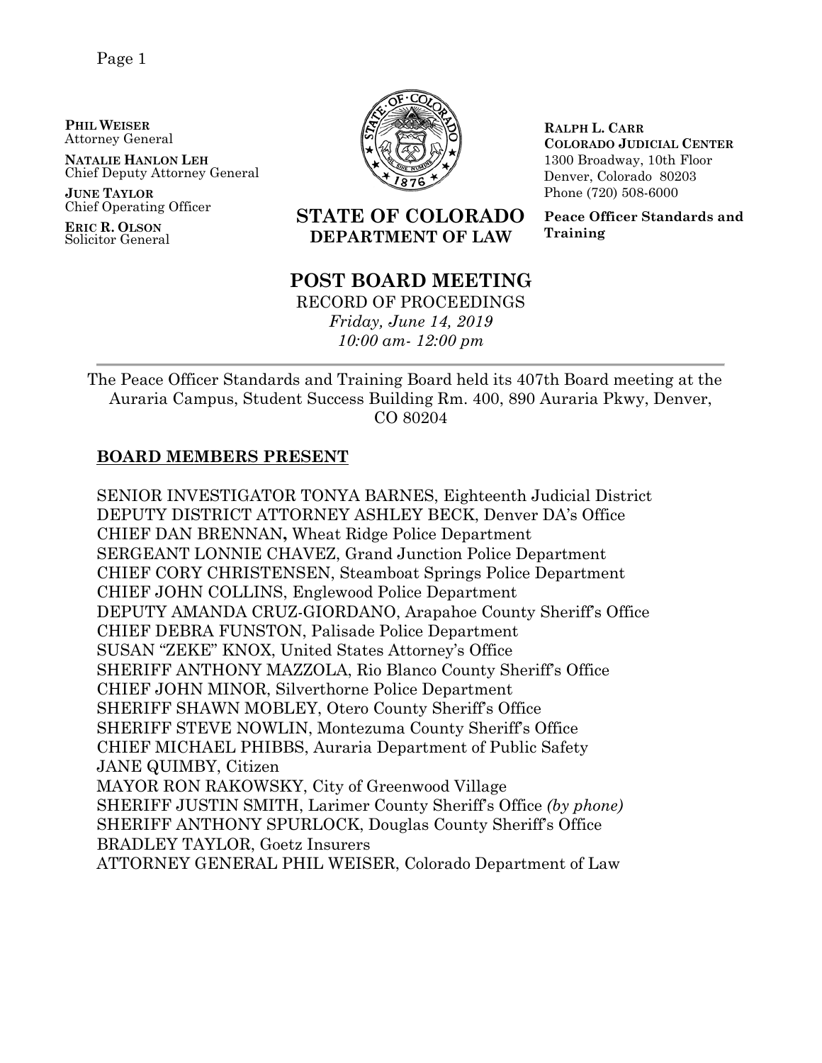**PHIL WEISER**
Attorney General

**NATALIE HANLON LEH**
Chief Deputy Attorney General

**JUNE TAYLOR**
Chief Operating Officer

**ERIC R. OLSON**
Solicitor General

**STATE OF COLORADO**
**DEPARTMENT OF LAW**

**RALPH L. CARR**
**COLORADO JUDICIAL CENTER**
1300 Broadway, 10th Floor
Denver, Colorado 80203
Phone (720) 508-6000

**Peace Officer Standards and Training**

# POST BOARD MEETING

RECORD OF PROCEEDINGS
*Friday, June 14, 2019*
*10:00 am- 12:00 pm*

---

The Peace Officer Standards and Training Board held its 407th Board meeting at the Auraria Campus, Student Success Building Rm. 400, 890 Auraria Pkwy, Denver, CO 80204

## BOARD MEMBERS PRESENT

SENIOR INVESTIGATOR TONYA BARNES, Eighteenth Judicial District
DEPUTY DISTRICT ATTORNEY ASHLEY BECK, Denver DA's Office
CHIEF DAN BRENNAN**,** Wheat Ridge Police Department
SERGEANT LONNIE CHAVEZ, Grand Junction Police Department
CHIEF CORY CHRISTENSEN, Steamboat Springs Police Department
CHIEF JOHN COLLINS, Englewood Police Department
DEPUTY AMANDA CRUZ-GIORDANO, Arapahoe County Sheriff's Office
CHIEF DEBRA FUNSTON, Palisade Police Department
SUSAN "ZEKE" KNOX, United States Attorney's Office
SHERIFF ANTHONY MAZZOLA, Rio Blanco County Sheriff's Office
CHIEF JOHN MINOR, Silverthorne Police Department
SHERIFF SHAWN MOBLEY, Otero County Sheriff's Office
SHERIFF STEVE NOWLIN, Montezuma County Sheriff's Office
CHIEF MICHAEL PHIBBS, Auraria Department of Public Safety
JANE QUIMBY, Citizen
MAYOR RON RAKOWSKY, City of Greenwood Village
SHERIFF JUSTIN SMITH, Larimer County Sheriff's Office *(by phone)*
SHERIFF ANTHONY SPURLOCK, Douglas County Sheriff's Office
BRADLEY TAYLOR, Goetz Insurers
ATTORNEY GENERAL PHIL WEISER, Colorado Department of Law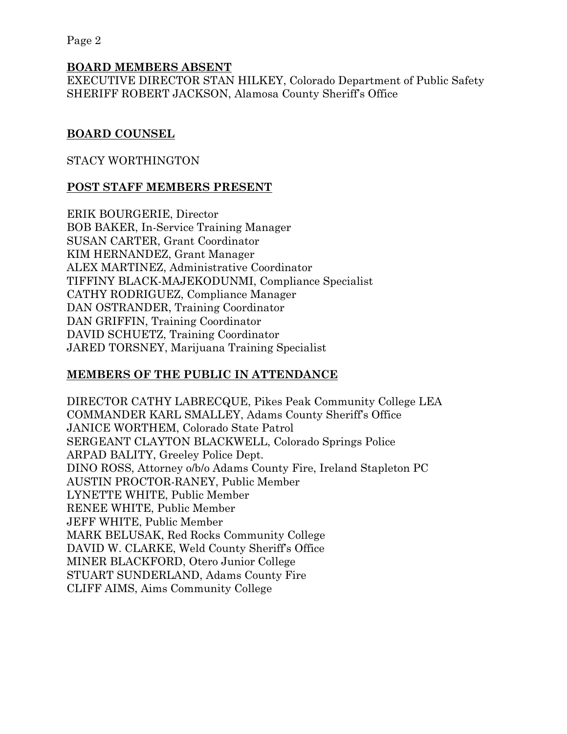**BOARD MEMBERS ABSENT**

EXECUTIVE DIRECTOR STAN HILKEY, Colorado Department of Public Safety
SHERIFF ROBERT JACKSON, Alamosa County Sheriff's Office

**BOARD COUNSEL**

STACY WORTHINGTON

**POST STAFF MEMBERS PRESENT**

ERIK BOURGERIE, Director
BOB BAKER, In-Service Training Manager
SUSAN CARTER, Grant Coordinator
KIM HERNANDEZ, Grant Manager
ALEX MARTINEZ, Administrative Coordinator
TIFFINY BLACK-MAJEKODUNMI, Compliance Specialist
CATHY RODRIGUEZ, Compliance Manager
DAN OSTRANDER, Training Coordinator
DAN GRIFFIN, Training Coordinator
DAVID SCHUETZ, Training Coordinator
JARED TORSNEY, Marijuana Training Specialist

**MEMBERS OF THE PUBLIC IN ATTENDANCE**

DIRECTOR CATHY LABRECQUE, Pikes Peak Community College LEA
COMMANDER KARL SMALLEY, Adams County Sheriff's Office
JANICE WORTHEM, Colorado State Patrol
SERGEANT CLAYTON BLACKWELL, Colorado Springs Police
ARPAD BALITY, Greeley Police Dept.
DINO ROSS, Attorney o/b/o Adams County Fire, Ireland Stapleton PC
AUSTIN PROCTOR-RANEY, Public Member
LYNETTE WHITE, Public Member
RENEE WHITE, Public Member
JEFF WHITE, Public Member
MARK BELUSAK, Red Rocks Community College
DAVID W. CLARKE, Weld County Sheriff's Office
MINER BLACKFORD, Otero Junior College
STUART SUNDERLAND, Adams County Fire
CLIFF AIMS, Aims Community College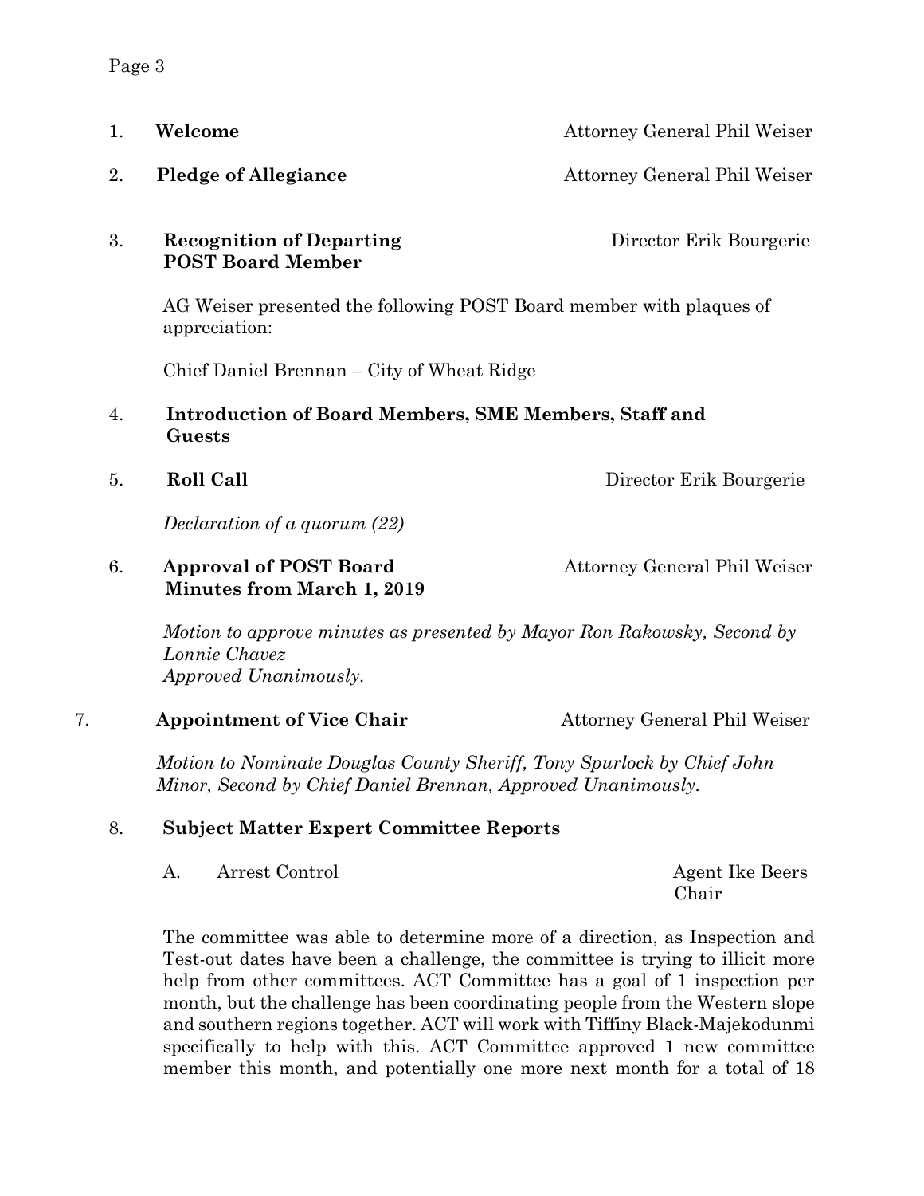1. **Welcome** Attorney General Phil Weiser

2. **Pledge of Allegiance** Attorney General Phil Weiser

3. **Recognition of Departing POST Board Member** Director Erik Bourgerie

   AG Weiser presented the following POST Board member with plaques of appreciation:

   Chief Daniel Brennan – City of Wheat Ridge

4. **Introduction of Board Members, SME Members, Staff and Guests**

5. **Roll Call** Director Erik Bourgerie

   *Declaration of a quorum (22)*

6. **Approval of POST Board Minutes from March 1, 2019** Attorney General Phil Weiser

   *Motion to approve minutes as presented by Mayor Ron Rakowsky, Second by Lonnie Chavez*
   *Approved Unanimously.*

7. **Appointment of Vice Chair** Attorney General Phil Weiser

   *Motion to Nominate Douglas County Sheriff, Tony Spurlock by Chief John Minor, Second by Chief Daniel Brennan, Approved Unanimously.*

8. **Subject Matter Expert Committee Reports**

   A. Arrest Control — Agent Ike Beers, Chair

   The committee was able to determine more of a direction, as Inspection and Test-out dates have been a challenge, the committee is trying to illicit more help from other committees. ACT Committee has a goal of 1 inspection per month, but the challenge has been coordinating people from the Western slope and southern regions together. ACT will work with Tiffiny Black-Majekodunmi specifically to help with this. ACT Committee approved 1 new committee member this month, and potentially one more next month for a total of 18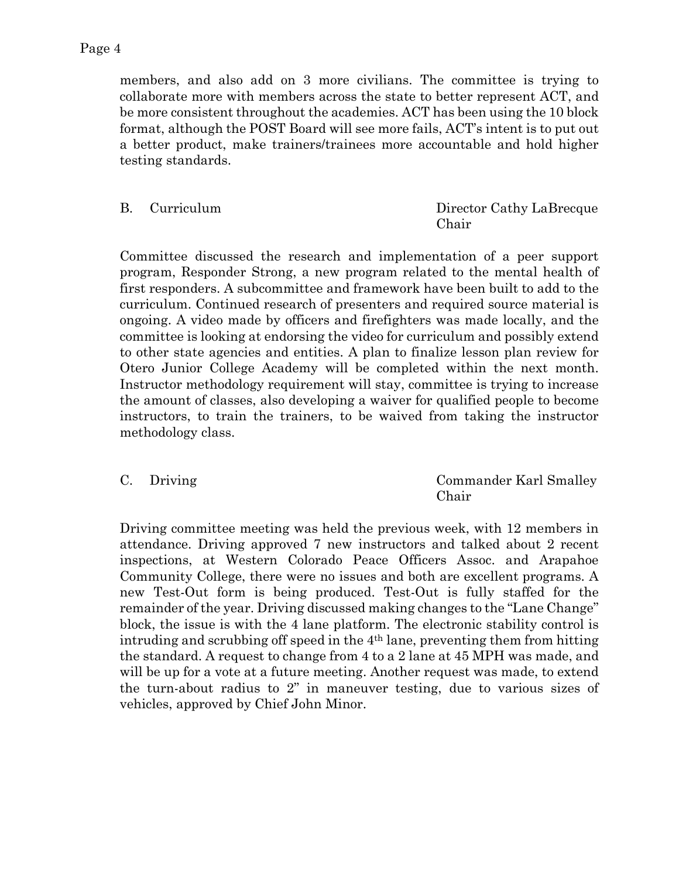members, and also add on 3 more civilians. The committee is trying to collaborate more with members across the state to better represent ACT, and be more consistent throughout the academies. ACT has been using the 10 block format, although the POST Board will see more fails, ACT's intent is to put out a better product, make trainers/trainees more accountable and hold higher testing standards.

B. Curriculum — Director Cathy LaBrecque, Chair

Committee discussed the research and implementation of a peer support program, Responder Strong, a new program related to the mental health of first responders. A subcommittee and framework have been built to add to the curriculum. Continued research of presenters and required source material is ongoing. A video made by officers and firefighters was made locally, and the committee is looking at endorsing the video for curriculum and possibly extend to other state agencies and entities. A plan to finalize lesson plan review for Otero Junior College Academy will be completed within the next month. Instructor methodology requirement will stay, committee is trying to increase the amount of classes, also developing a waiver for qualified people to become instructors, to train the trainers, to be waived from taking the instructor methodology class.

C. Driving — Commander Karl Smalley, Chair

Driving committee meeting was held the previous week, with 12 members in attendance. Driving approved 7 new instructors and talked about 2 recent inspections, at Western Colorado Peace Officers Assoc. and Arapahoe Community College, there were no issues and both are excellent programs. A new Test-Out form is being produced. Test-Out is fully staffed for the remainder of the year. Driving discussed making changes to the "Lane Change" block, the issue is with the 4 lane platform. The electronic stability control is intruding and scrubbing off speed in the 4th lane, preventing them from hitting the standard. A request to change from 4 to a 2 lane at 45 MPH was made, and will be up for a vote at a future meeting. Another request was made, to extend the turn-about radius to 2" in maneuver testing, due to various sizes of vehicles, approved by Chief John Minor.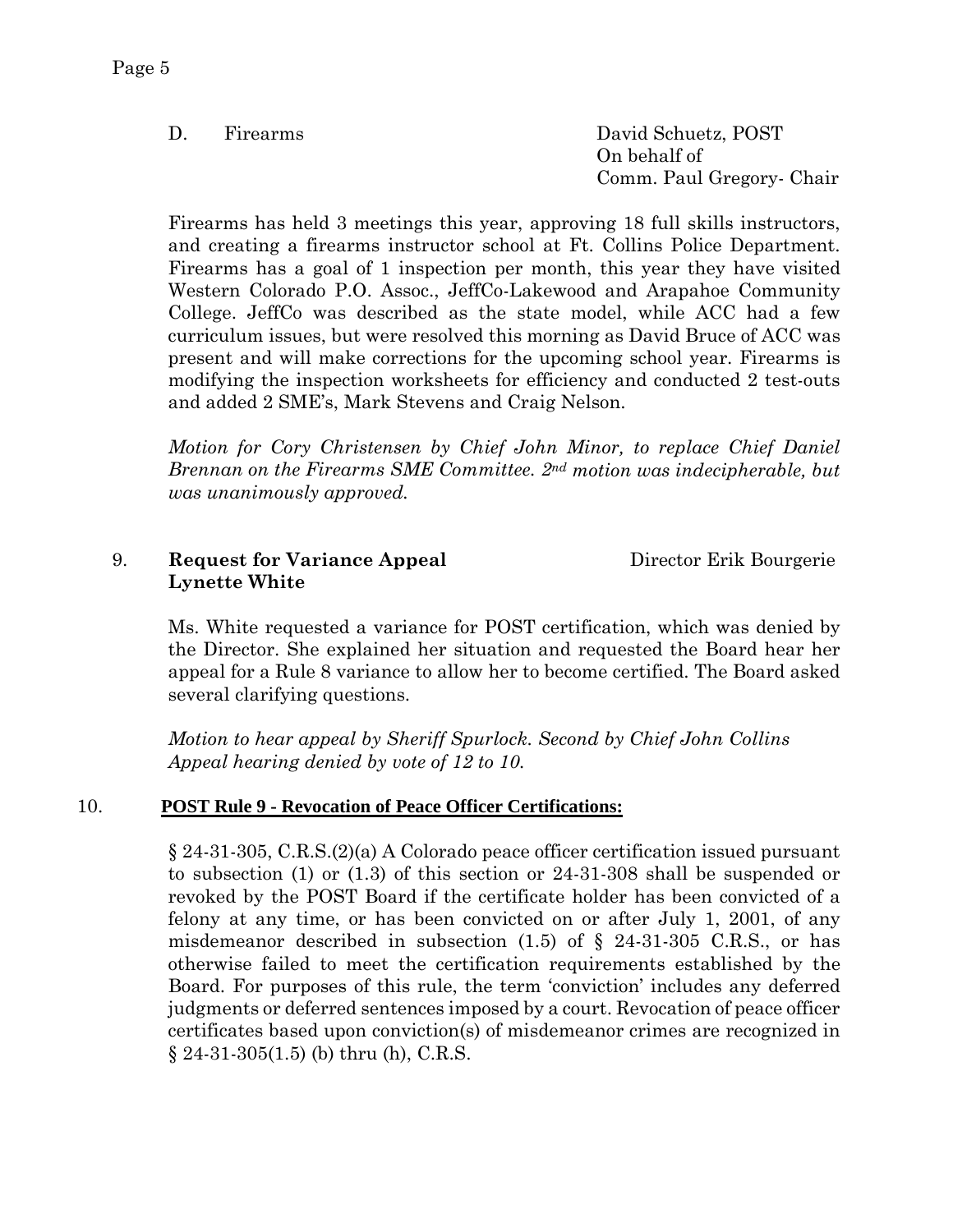D. Firearms — David Schuetz, POST
On behalf of
Comm. Paul Gregory- Chair

Firearms has held 3 meetings this year, approving 18 full skills instructors, and creating a firearms instructor school at Ft. Collins Police Department. Firearms has a goal of 1 inspection per month, this year they have visited Western Colorado P.O. Assoc., JeffCo-Lakewood and Arapahoe Community College. JeffCo was described as the state model, while ACC had a few curriculum issues, but were resolved this morning as David Bruce of ACC was present and will make corrections for the upcoming school year. Firearms is modifying the inspection worksheets for efficiency and conducted 2 test-outs and added 2 SME's, Mark Stevens and Craig Nelson.

*Motion for Cory Christensen by Chief John Minor, to replace Chief Daniel Brennan on the Firearms SME Committee. 2nd motion was indecipherable, but was unanimously approved.*

9. **Request for Variance Appeal** — Director Erik Bourgerie
**Lynette White**

Ms. White requested a variance for POST certification, which was denied by the Director. She explained her situation and requested the Board hear her appeal for a Rule 8 variance to allow her to become certified. The Board asked several clarifying questions.

*Motion to hear appeal by Sheriff Spurlock. Second by Chief John Collins*
*Appeal hearing denied by vote of 12 to 10.*

10. **POST Rule 9 - Revocation of Peace Officer Certifications:**

§ 24-31-305, C.R.S.(2)(a) A Colorado peace officer certification issued pursuant to subsection (1) or (1.3) of this section or 24-31-308 shall be suspended or revoked by the POST Board if the certificate holder has been convicted of a felony at any time, or has been convicted on or after July 1, 2001, of any misdemeanor described in subsection (1.5) of § 24-31-305 C.R.S., or has otherwise failed to meet the certification requirements established by the Board. For purposes of this rule, the term 'conviction' includes any deferred judgments or deferred sentences imposed by a court. Revocation of peace officer certificates based upon conviction(s) of misdemeanor crimes are recognized in § 24-31-305(1.5) (b) thru (h), C.R.S.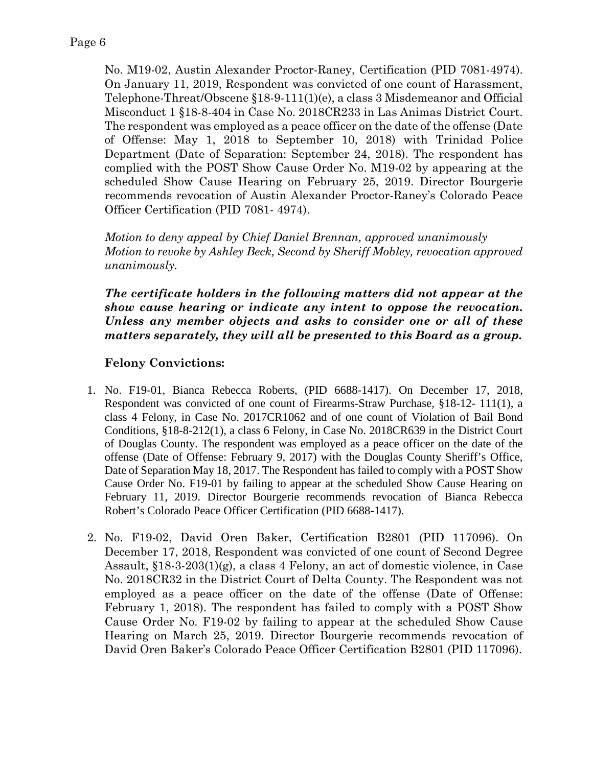No. M19-02, Austin Alexander Proctor-Raney, Certification (PID 7081-4974). On January 11, 2019, Respondent was convicted of one count of Harassment, Telephone-Threat/Obscene §18-9-111(1)(e), a class 3 Misdemeanor and Official Misconduct 1 §18-8-404 in Case No. 2018CR233 in Las Animas District Court. The respondent was employed as a peace officer on the date of the offense (Date of Offense: May 1, 2018 to September 10, 2018) with Trinidad Police Department (Date of Separation: September 24, 2018). The respondent has complied with the POST Show Cause Order No. M19-02 by appearing at the scheduled Show Cause Hearing on February 25, 2019. Director Bourgerie recommends revocation of Austin Alexander Proctor-Raney's Colorado Peace Officer Certification (PID 7081- 4974).

*Motion to deny appeal by Chief Daniel Brennan, approved unanimously*
*Motion to revoke by Ashley Beck, Second by Sheriff Mobley, revocation approved unanimously.*

***The certificate holders in the following matters did not appear at the show cause hearing or indicate any intent to oppose the revocation. Unless any member objects and asks to consider one or all of these matters separately, they will all be presented to this Board as a group.***

**Felony Convictions:**

1. No. F19-01, Bianca Rebecca Roberts, (PID 6688-1417). On December 17, 2018, Respondent was convicted of one count of Firearms-Straw Purchase, §18-12- 111(1), a class 4 Felony, in Case No. 2017CR1062 and of one count of Violation of Bail Bond Conditions, §18-8-212(1), a class 6 Felony, in Case No. 2018CR639 in the District Court of Douglas County. The respondent was employed as a peace officer on the date of the offense (Date of Offense: February 9, 2017) with the Douglas County Sheriff's Office, Date of Separation May 18, 2017. The Respondent has failed to comply with a POST Show Cause Order No. F19-01 by failing to appear at the scheduled Show Cause Hearing on February 11, 2019. Director Bourgerie recommends revocation of Bianca Rebecca Robert's Colorado Peace Officer Certification (PID 6688-1417).

2. No. F19-02, David Oren Baker, Certification B2801 (PID 117096). On December 17, 2018, Respondent was convicted of one count of Second Degree Assault, §18-3-203(1)(g), a class 4 Felony, an act of domestic violence, in Case No. 2018CR32 in the District Court of Delta County. The Respondent was not employed as a peace officer on the date of the offense (Date of Offense: February 1, 2018). The respondent has failed to comply with a POST Show Cause Order No. F19-02 by failing to appear at the scheduled Show Cause Hearing on March 25, 2019. Director Bourgerie recommends revocation of David Oren Baker's Colorado Peace Officer Certification B2801 (PID 117096).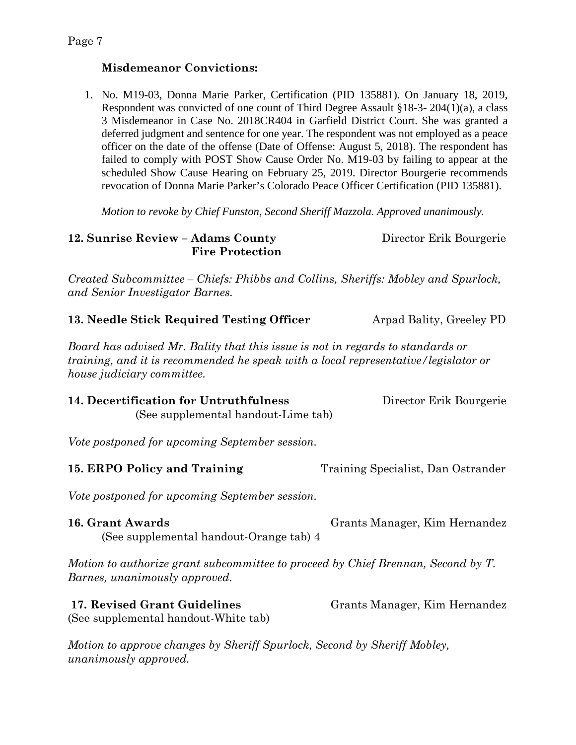### **Misdemeanor Convictions:**

1. No. M19-03, Donna Marie Parker, Certification (PID 135881). On January 18, 2019, Respondent was convicted of one count of Third Degree Assault §18-3- 204(1)(a), a class 3 Misdemeanor in Case No. 2018CR404 in Garfield District Court. She was granted a deferred judgment and sentence for one year. The respondent was not employed as a peace officer on the date of the offense (Date of Offense: August 5, 2018). The respondent has failed to comply with POST Show Cause Order No. M19-03 by failing to appear at the scheduled Show Cause Hearing on February 25, 2019. Director Bourgerie recommends revocation of Donna Marie Parker's Colorado Peace Officer Certification (PID 135881).

   *Motion to revoke by Chief Funston, Second Sheriff Mazzola. Approved unanimously.*

**12. Sunrise Review – Adams County Fire Protection** — Director Erik Bourgerie

*Created Subcommittee – Chiefs: Phibbs and Collins, Sheriffs: Mobley and Spurlock, and Senior Investigator Barnes.*

**13. Needle Stick Required Testing Officer** — Arpad Bality, Greeley PD

*Board has advised Mr. Bality that this issue is not in regards to standards or training, and it is recommended he speak with a local representative/legislator or house judiciary committee.*

**14. Decertification for Untruthfulness** — Director Erik Bourgerie
(See supplemental handout-Lime tab)

*Vote postponed for upcoming September session.*

**15. ERPO Policy and Training** — Training Specialist, Dan Ostrander

*Vote postponed for upcoming September session.*

**16. Grant Awards** — Grants Manager, Kim Hernandez
(See supplemental handout-Orange tab) 4

*Motion to authorize grant subcommittee to proceed by Chief Brennan, Second by T. Barnes, unanimously approved.*

**17. Revised Grant Guidelines** — Grants Manager, Kim Hernandez
(See supplemental handout-White tab)

*Motion to approve changes by Sheriff Spurlock, Second by Sheriff Mobley, unanimously approved.*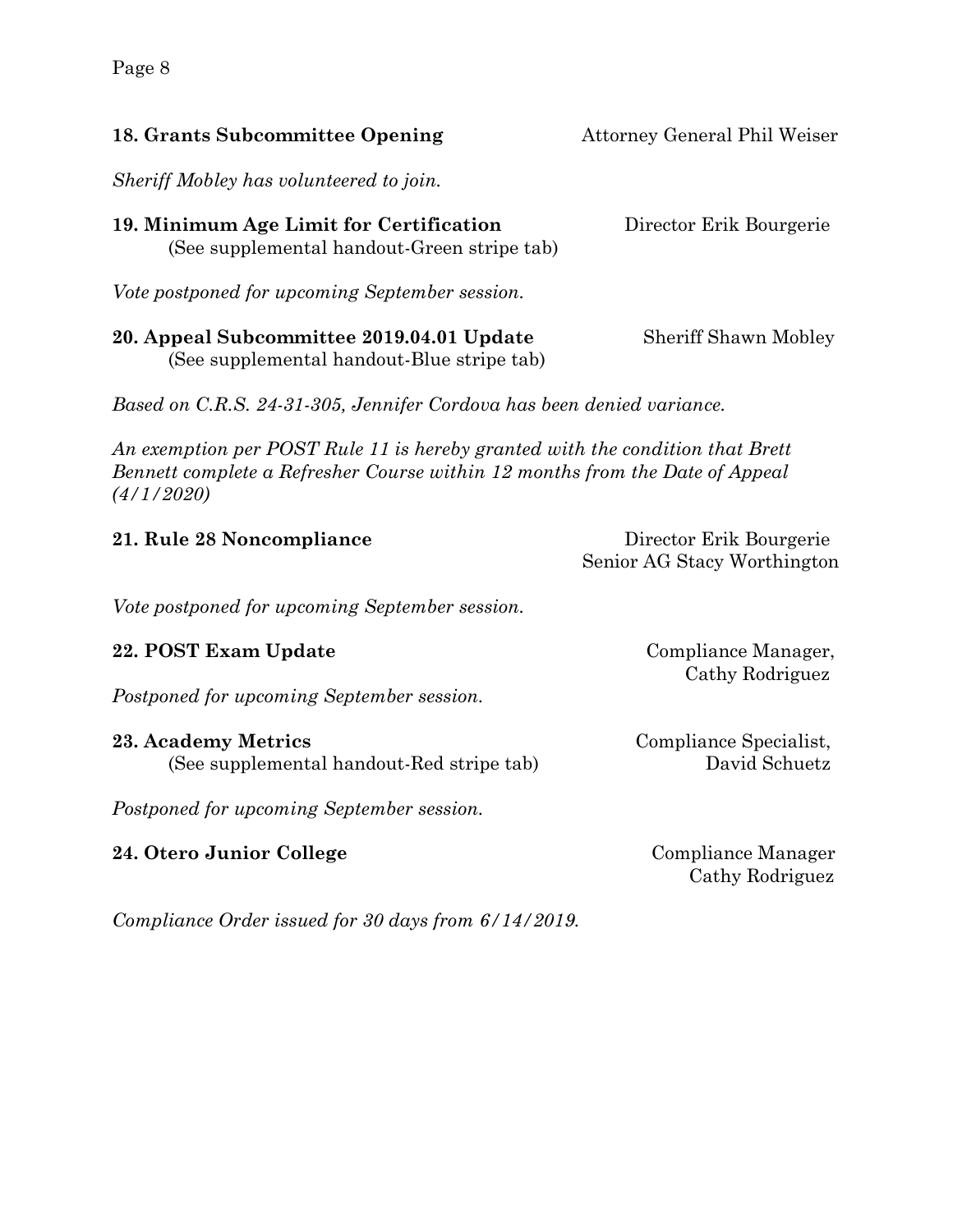**18. Grants Subcommittee Opening** — Attorney General Phil Weiser

*Sheriff Mobley has volunteered to join.*

**19. Minimum Age Limit for Certification** — Director Erik Bourgerie
(See supplemental handout-Green stripe tab)

*Vote postponed for upcoming September session.*

**20. Appeal Subcommittee 2019.04.01 Update** — Sheriff Shawn Mobley
(See supplemental handout-Blue stripe tab)

*Based on C.R.S. 24-31-305, Jennifer Cordova has been denied variance.*

*An exemption per POST Rule 11 is hereby granted with the condition that Brett Bennett complete a Refresher Course within 12 months from the Date of Appeal (4/1/2020)*

**21. Rule 28 Noncompliance** — Director Erik Bourgerie, Senior AG Stacy Worthington

*Vote postponed for upcoming September session.*

**22. POST Exam Update** — Compliance Manager, Cathy Rodriguez

*Postponed for upcoming September session.*

**23. Academy Metrics** — Compliance Specialist, David Schuetz
(See supplemental handout-Red stripe tab)

*Postponed for upcoming September session.*

**24. Otero Junior College** — Compliance Manager Cathy Rodriguez

*Compliance Order issued for 30 days from 6/14/2019.*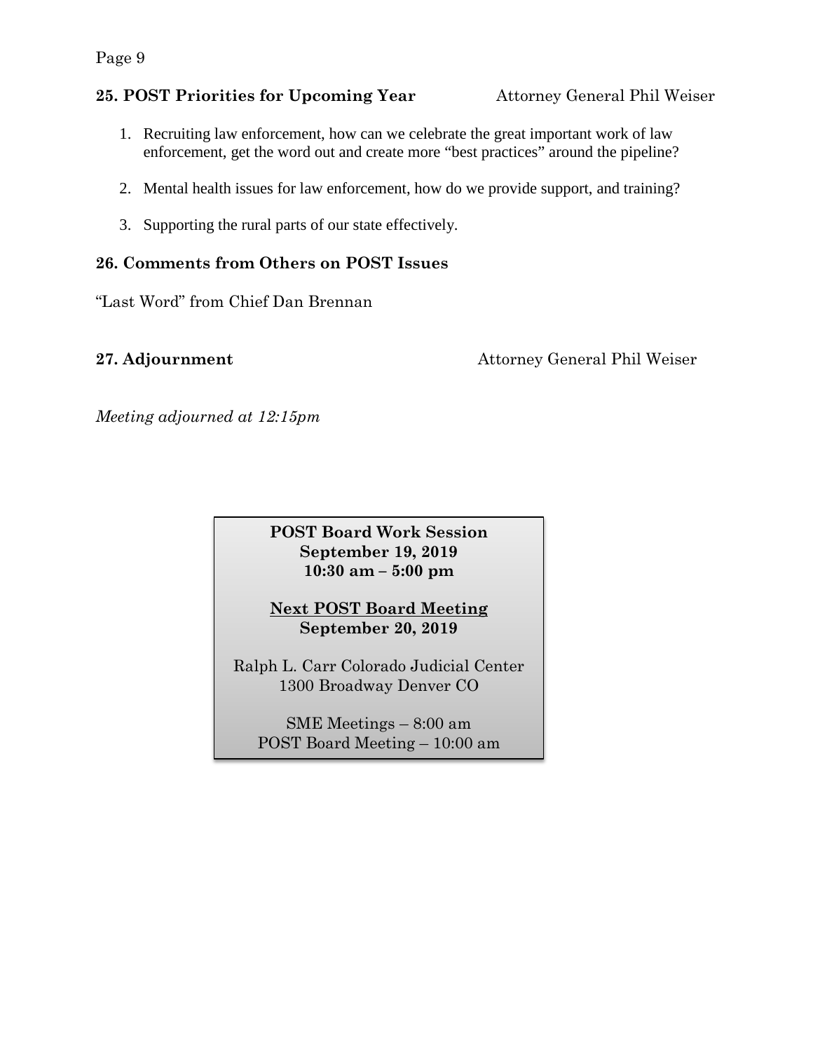**25. POST Priorities for Upcoming Year** Attorney General Phil Weiser

1. Recruiting law enforcement, how can we celebrate the great important work of law enforcement, get the word out and create more "best practices" around the pipeline?

2. Mental health issues for law enforcement, how do we provide support, and training?

3. Supporting the rural parts of our state effectively.

**26. Comments from Others on POST Issues**

"Last Word" from Chief Dan Brennan

**27. Adjournment** Attorney General Phil Weiser

*Meeting adjourned at 12:15pm*

**POST Board Work Session**
**September 19, 2019**
**10:30 am – 5:00 pm**

**Next POST Board Meeting**
**September 20, 2019**

Ralph L. Carr Colorado Judicial Center
1300 Broadway Denver CO

SME Meetings – 8:00 am
POST Board Meeting – 10:00 am